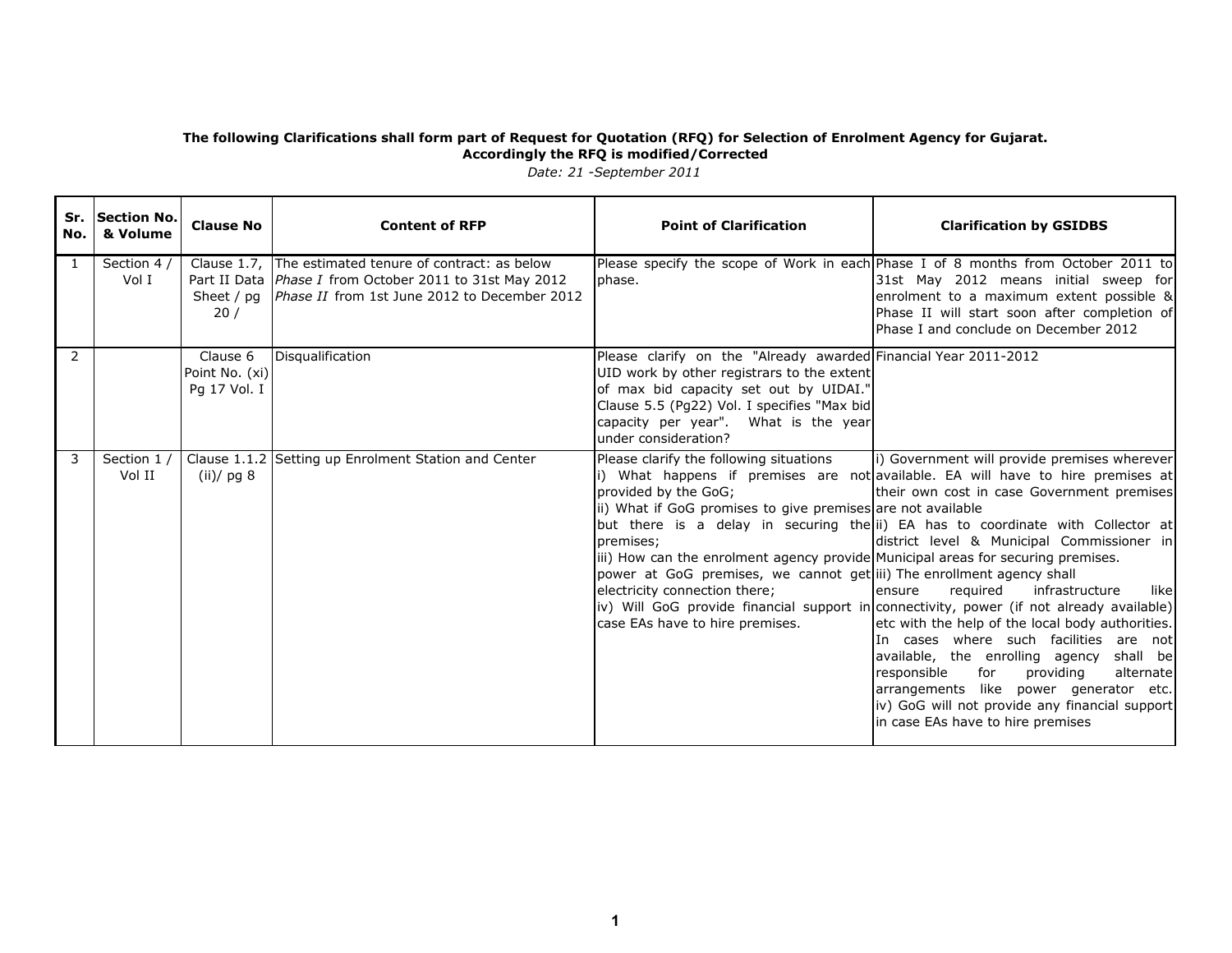**The following Clarifications shall form part of Request for Quotation (RFQ) for Selection of Enrolment Agency for Gujarat. Accordingly the RFQ is modified/Corrected**

*Date: 21 -September 2011*

| Sr. No. | Section No. & Volume | Clause No | Content of RFP | Point of Clarification | Clarification by GSIDBS |
|---|---|---|---|---|---|
| 1 | Section 4 / Vol I | Clause 1.7, Part II Data Sheet / pg 20 / | The estimated tenure of contract: as below *Phase I* from October 2011 to 31st May 2012 *Phase II* from 1st June 2012 to December 2012 | Please specify the scope of Work in each phase. | Phase I of 8 months from October 2011 to 31st May 2012 means initial sweep for enrolment to a maximum extent possible & Phase II will start soon after completion of Phase I and conclude on December 2012 |
| 2 | | Clause 6 Point No. (xi) Pg 17 Vol. I | Disqualification | Please clarify on the "Already awarded UID work by other registrars to the extent of max bid capacity set out by UIDAI." Clause 5.5 (Pg22) Vol. I specifies "Max bid capacity per year". What is the year under consideration? | Financial Year 2011-2012 |
| 3 | Section 1 / Vol II | Clause 1.1.2 (ii)/ pg 8 | Setting up Enrolment Station and Center | Please clarify the following situations<br>i) What happens if premises are not provided by the GoG;<br>ii) What if GoG promises to give premises but there is a delay in securing the premises;<br>iii) How can the enrolment agency provide power at GoG premises, we cannot get electricity connection there;<br>iv) Will GoG provide financial support in case EAs have to hire premises. | i) Government will provide premises wherever available. EA will have to hire premises at their own cost in case Government premises are not available<br>ii) EA has to coordinate with Collector at district level & Municipal Commissioner in Municipal areas for securing premises.<br>iii) The enrollment agency shall ensure required infrastructure like connectivity, power (if not already available) etc with the help of the local body authorities. In cases where such facilities are not available, the enrolling agency shall be responsible for providing alternate arrangements like power generator etc.<br>iv) GoG will not provide any financial support in case EAs have to hire premises |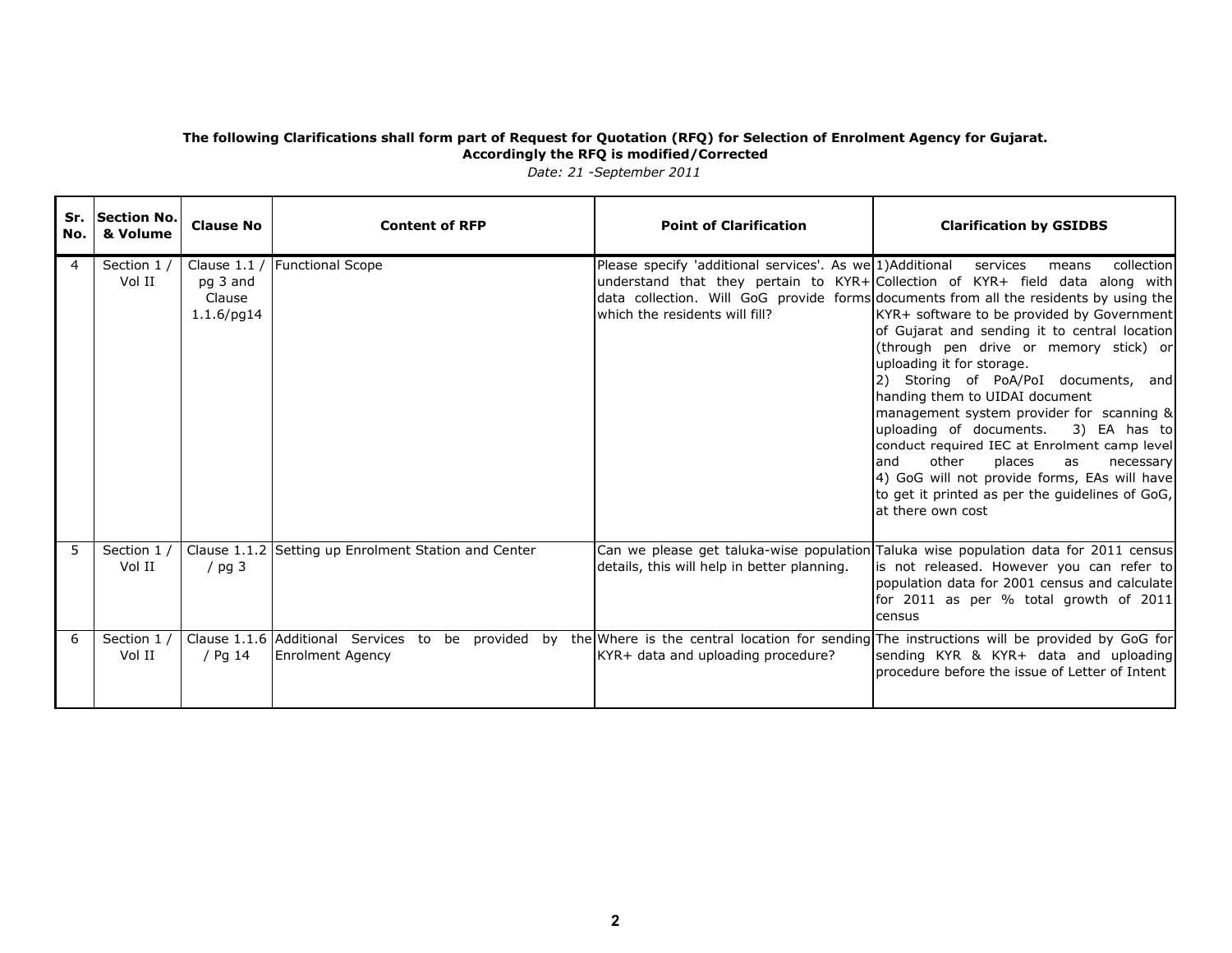**The following Clarifications shall form part of Request for Quotation (RFQ) for Selection of Enrolment Agency for Gujarat.**
**Accordingly the RFQ is modified/Corrected**

*Date: 21 -September 2011*

| Sr. No. | Section No. & Volume | Clause No | Content of RFP | Point of Clarification | Clarification by GSIDBS |
|---|---|---|---|---|---|
| 4 | Section 1 / Vol II | Clause 1.1 / pg 3 and Clause 1.1.6/pg14 | Functional Scope | Please specify 'additional services'. As we understand that they pertain to KYR+ data collection. Will GoG provide forms which the residents will fill? | 1)Additional services means collection Collection of KYR+ field data along with documents from all the residents by using the KYR+ software to be provided by Government of Gujarat and sending it to central location (through pen drive or memory stick) or uploading it for storage.<br>2) Storing of PoA/PoI documents, and handing them to UIDAI document management system provider for scanning & uploading of documents. 3) EA has to conduct required IEC at Enrolment camp level and other places as necessary<br>4) GoG will not provide forms, EAs will have to get it printed as per the guidelines of GoG, at there own cost |
| 5 | Section 1 / Vol II | Clause 1.1.2 / pg 3 | Setting up Enrolment Station and Center | Can we please get taluka-wise population details, this will help in better planning. | Taluka wise population data for 2011 census is not released. However you can refer to population data for 2001 census and calculate for 2011 as per % total growth of 2011 census |
| 6 | Section 1 / Vol II | Clause 1.1.6 / Pg 14 | Additional Services to be provided by the Enrolment Agency | Where is the central location for sending KYR+ data and uploading procedure? | The instructions will be provided by GoG for sending KYR & KYR+ data and uploading procedure before the issue of Letter of Intent |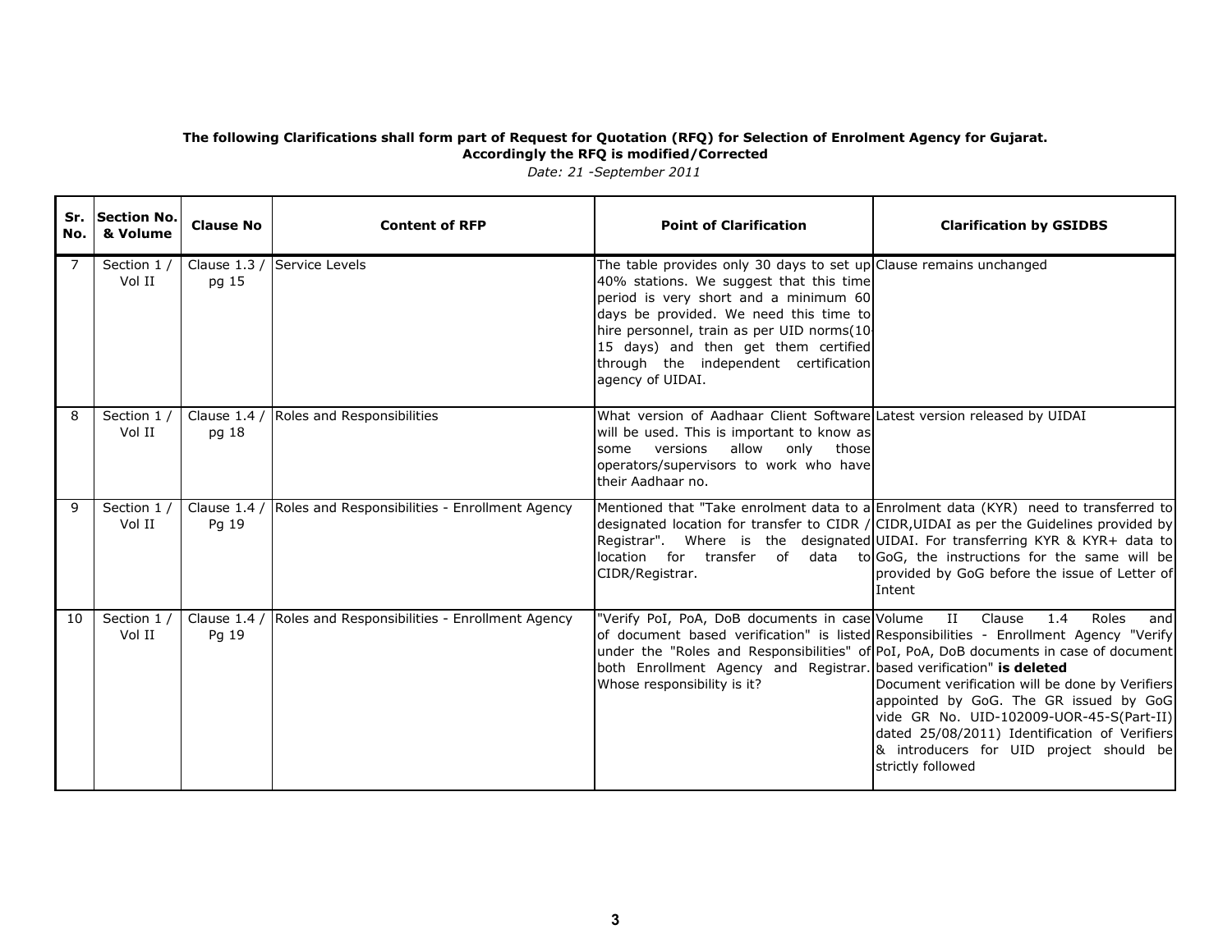**The following Clarifications shall form part of Request for Quotation (RFQ) for Selection of Enrolment Agency for Gujarat.**
**Accordingly the RFQ is modified/Corrected**

*Date: 21 -September 2011*

| Sr. No. | Section No. & Volume | Clause No | Content of RFP | Point of Clarification | Clarification by GSIDBS |
|---|---|---|---|---|---|
| 7 | Section 1 / Vol II | Clause 1.3 / pg 15 | Service Levels | The table provides only 30 days to set up 40% stations. We suggest that this time period is very short and a minimum 60 days be provided. We need this time to hire personnel, train as per UID norms(10-15 days) and then get them certified through the independent certification agency of UIDAI. | Clause remains unchanged |
| 8 | Section 1 / Vol II | Clause 1.4 / pg 18 | Roles and Responsibilities | What version of Aadhaar Client Software will be used. This is important to know as some versions allow only those operators/supervisors to work who have their Aadhaar no. | Latest version released by UIDAI |
| 9 | Section 1 / Vol II | Clause 1.4 / Pg 19 | Roles and Responsibilities - Enrollment Agency | Mentioned that "Take enrolment data to a designated location for transfer to CIDR / Registrar". Where is the designated location for transfer of data to CIDR/Registrar. | Enrolment data (KYR) need to transferred to CIDR,UIDAI as per the Guidelines provided by UIDAI. For transferring KYR & KYR+ data to GoG, the instructions for the same will be provided by GoG before the issue of Letter of Intent |
| 10 | Section 1 / Vol II | Clause 1.4 / Pg 19 | Roles and Responsibilities - Enrollment Agency | "Verify PoI, PoA, DoB documents in case of document based verification" is listed under the "Roles and Responsibilities" of both Enrollment Agency and Registrar. Whose responsibility is it? | Volume II Clause 1.4 Roles and Responsibilities - Enrollment Agency "Verify PoI, PoA, DoB documents in case of document based verification" **is deleted**<br>Document verification will be done by Verifiers appointed by GoG. The GR issued by GoG vide GR No. UID-102009-UOR-45-S(Part-II) dated 25/08/2011) Identification of Verifiers & introducers for UID project should be strictly followed |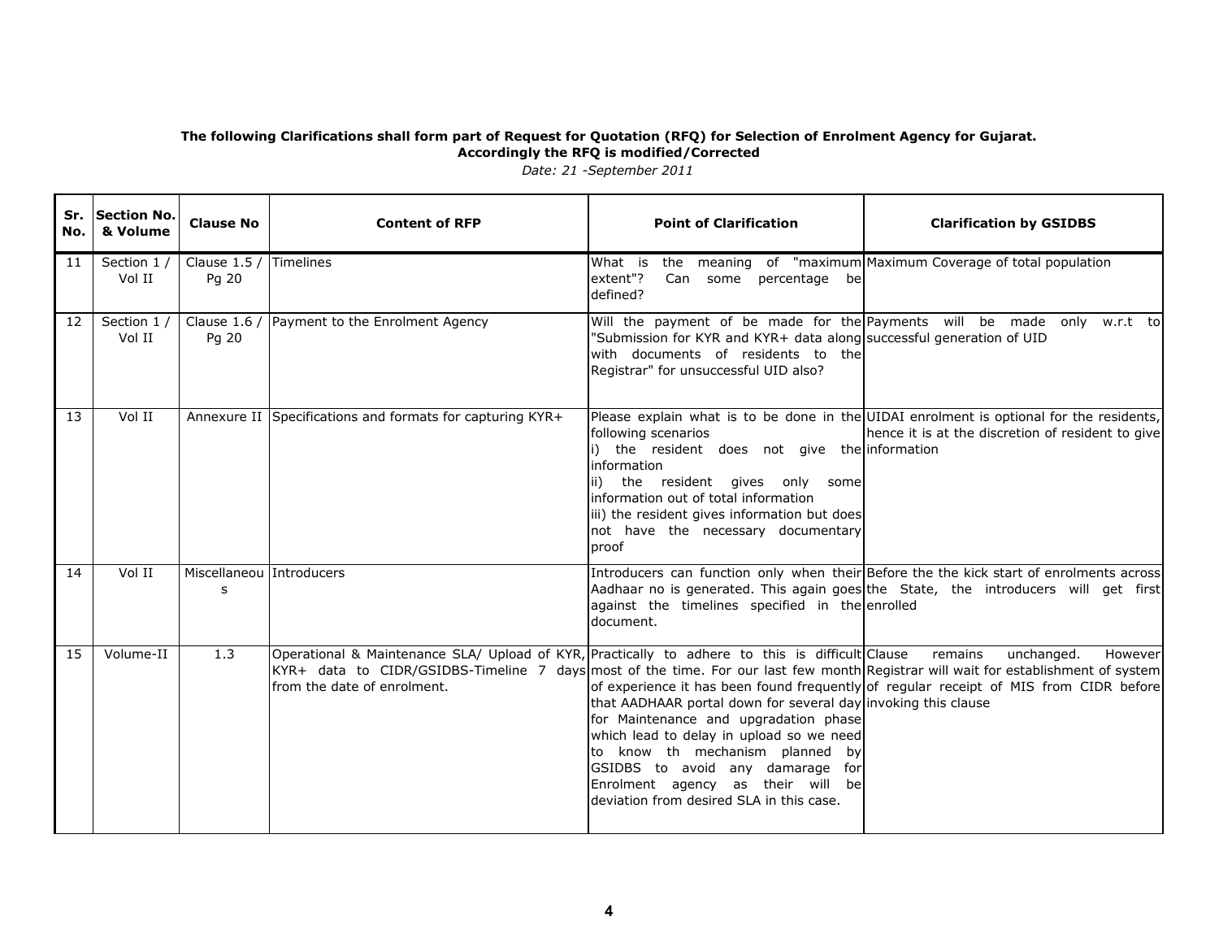**The following Clarifications shall form part of Request for Quotation (RFQ) for Selection of Enrolment Agency for Gujarat. Accordingly the RFQ is modified/Corrected**

*Date: 21 -September 2011*

| Sr. No. | Section No. & Volume | Clause No | Content of RFP | Point of Clarification | Clarification by GSIDBS |
|---|---|---|---|---|---|
| 11 | Section 1 / Vol II | Clause 1.5 / Pg 20 | Timelines | What is the meaning of "maximum extent"? Can some percentage be defined? | Maximum Coverage of total population |
| 12 | Section 1 / Vol II | Clause 1.6 / Pg 20 | Payment to the Enrolment Agency | Will the payment of be made for the "Submission for KYR and KYR+ data along with documents of residents to the Registrar" for unsuccessful UID also? | Payments will be made only w.r.t to successful generation of UID |
| 13 | Vol II | Annexure II | Specifications and formats for capturing KYR+ | Please explain what is to be done in the following scenarios<br>i) the resident does not give the information<br>ii) the resident gives only some information out of total information<br>iii) the resident gives information but does not have the necessary documentary proof | UIDAI enrolment is optional for the residents, hence it is at the discretion of resident to give information |
| 14 | Vol II | Miscellaneous | Introducers | Introducers can function only when their Aadhaar no is generated. This again goes against the timelines specified in the document. | Before the the kick start of enrolments across the State, the introducers will get first enrolled |
| 15 | Volume-II | 1.3 | Operational & Maintenance SLA/ Upload of KYR, KYR+ data to CIDR/GSIDBS-Timeline 7 days from the date of enrolment. | Practically to adhere to this is difficult most of the time. For our last few month of experience it has been found frequently that AADHAAR portal down for several day for Maintenance and upgradation phase which lead to delay in upload so we need to know th mechanism planned by GSIDBS to avoid any damarage for Enrolment agency as their will be deviation from desired SLA in this case. | Clause remains unchanged. However Registrar will wait for establishment of system of regular receipt of MIS from CIDR before invoking this clause |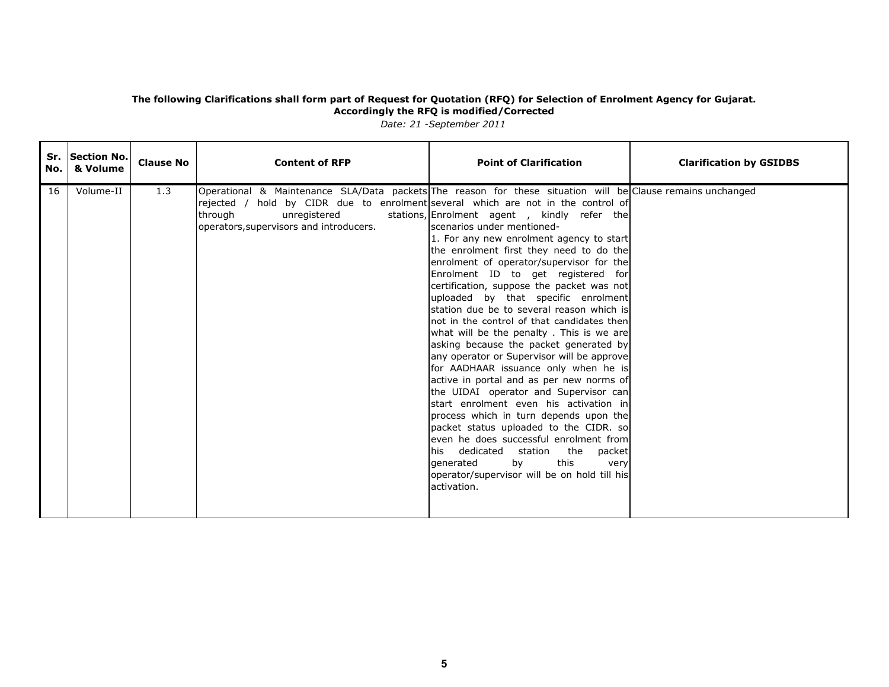**The following Clarifications shall form part of Request for Quotation (RFQ) for Selection of Enrolment Agency for Gujarat. Accordingly the RFQ is modified/Corrected**

*Date: 21 -September 2011*

| Sr. No. | Section No. & Volume | Clause No | Content of RFP | Point of Clarification | Clarification by GSIDBS |
|---|---|---|---|---|---|
| 16 | Volume-II | 1.3 | Operational & Maintenance SLA/Data packets rejected / hold by CIDR due to enrolment through unregistered stations, operators,supervisors and introducers. | The reason for these situation will be several which are not in the control of Enrolment agent , kindly refer the scenarios under mentioned- 1. For any new enrolment agency to start the enrolment first they need to do the enrolment of operator/supervisor for the Enrolment ID to get registered for certification, suppose the packet was not uploaded by that specific enrolment station due be to several reason which is not in the control of that candidates then what will be the penalty . This is we are asking because the packet generated by any operator or Supervisor will be approve for AADHAAR issuance only when he is active in portal and as per new norms of the UIDAI operator and Supervisor can start enrolment even his activation in process which in turn depends upon the packet status uploaded to the CIDR. so even he does successful enrolment from his dedicated station the packet generated by this very operator/supervisor will be on hold till his activation. | Clause remains unchanged |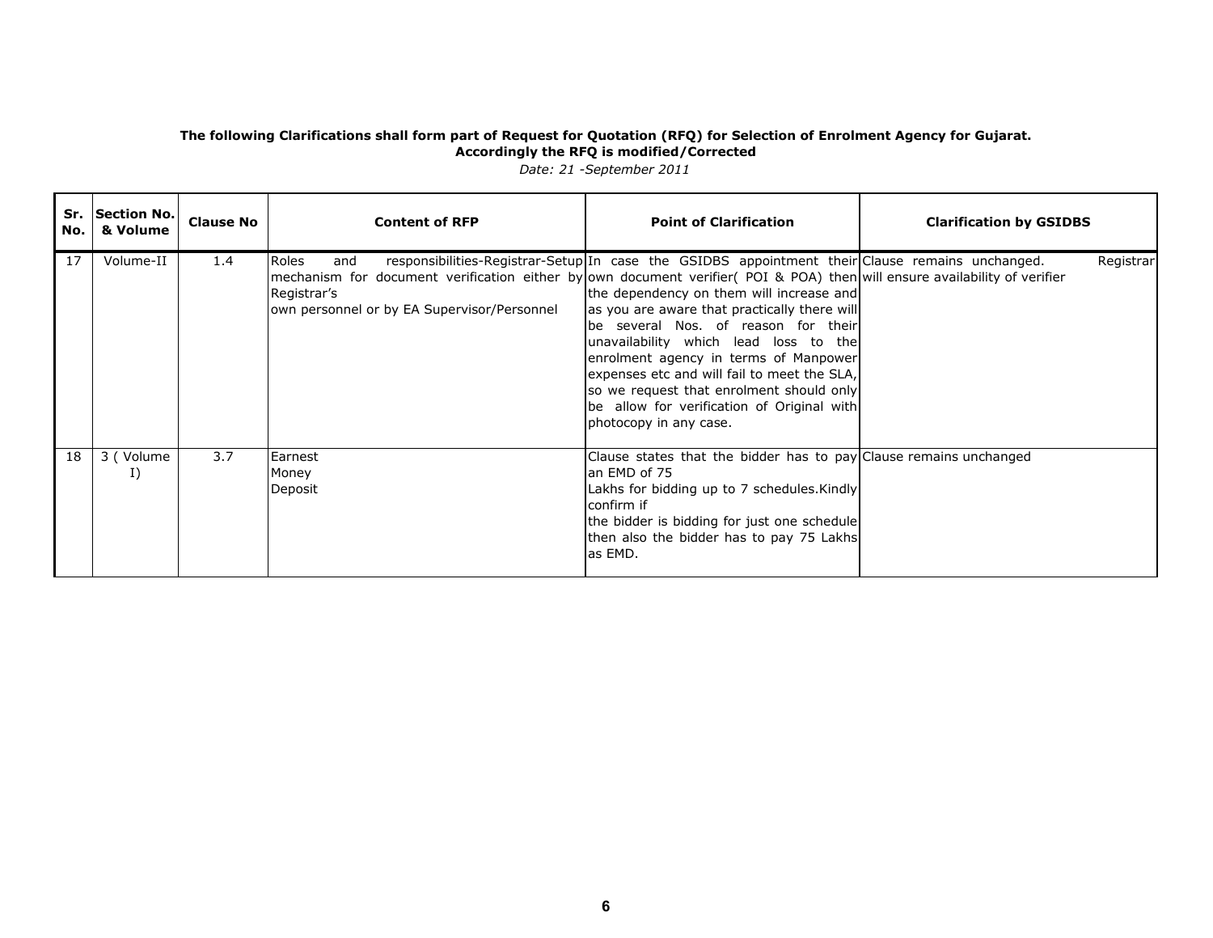**The following Clarifications shall form part of Request for Quotation (RFQ) for Selection of Enrolment Agency for Gujarat.**
**Accordingly the RFQ is modified/Corrected**

*Date: 21 -September 2011*

| Sr. No. | Section No. & Volume | Clause No | Content of RFP | Point of Clarification | Clarification by GSIDBS |
|---|---|---|---|---|---|
| 17 | Volume-II | 1.4 | Roles and responsibilities-Registrar-Setup mechanism for document verification either by Registrar's own personnel or by EA Supervisor/Personnel | In case the GSIDBS appointment their own document verifier( POI & POA) then the dependency on them will increase and as you are aware that practically there will be several Nos. of reason for their unavailability which lead loss to the enrolment agency in terms of Manpower expenses etc and will fail to meet the SLA, so we request that enrolment should only be allow for verification of Original with photocopy in any case. | Clause remains unchanged. Registrar will ensure availability of verifier |
| 18 | 3 ( Volume I) | 3.7 | Earnest Money Deposit | Clause states that the bidder has to pay an EMD of 75 Lakhs for bidding up to 7 schedules.Kindly confirm if the bidder is bidding for just one schedule then also the bidder has to pay 75 Lakhs as EMD. | Clause remains unchanged |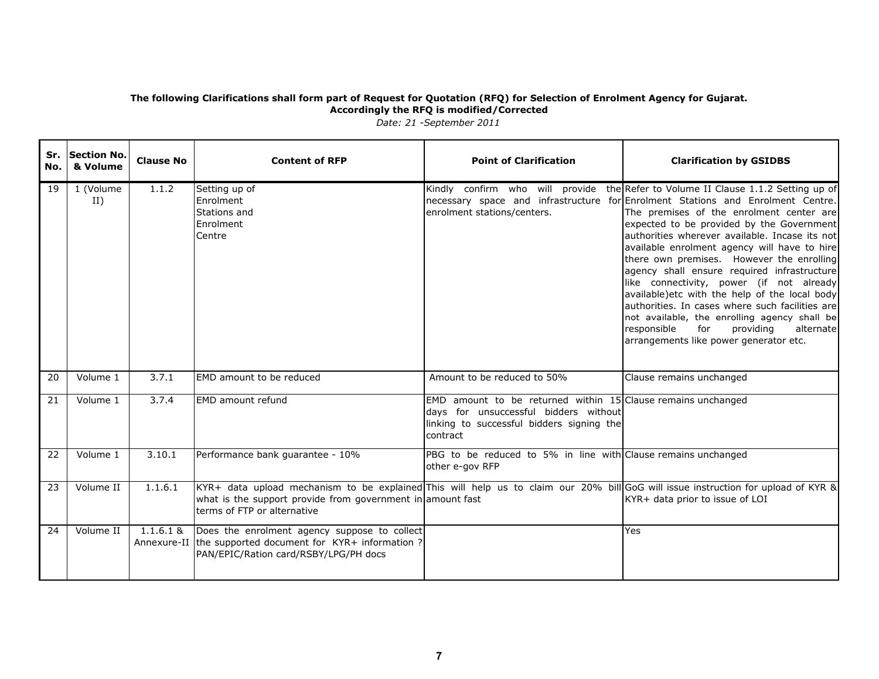**The following Clarifications shall form part of Request for Quotation (RFQ) for Selection of Enrolment Agency for Gujarat.**
**Accordingly the RFQ is modified/Corrected**

*Date: 21 -September 2011*

| Sr. No. | Section No. & Volume | Clause No | Content of RFP | Point of Clarification | Clarification by GSIDBS |
|---|---|---|---|---|---|
| 19 | 1 (Volume II) | 1.1.2 | Setting up of Enrolment Stations and Enrolment Centre | Kindly confirm who will provide the necessary space and infrastructure for enrolment stations/centers. | Refer to Volume II Clause 1.1.2 Setting up of Enrolment Stations and Enrolment Centre. The premises of the enrolment center are expected to be provided by the Government authorities wherever available. Incase its not available enrolment agency will have to hire there own premises. However the enrolling agency shall ensure required infrastructure like connectivity, power (if not already available)etc with the help of the local body authorities. In cases where such facilities are not available, the enrolling agency shall be responsible for providing alternate arrangements like power generator etc. |
| 20 | Volume 1 | 3.7.1 | EMD amount to be reduced | Amount to be reduced to 50% | Clause remains unchanged |
| 21 | Volume 1 | 3.7.4 | EMD amount refund | EMD amount to be returned within 15 days for unsuccessful bidders without linking to successful bidders signing the contract | Clause remains unchanged |
| 22 | Volume 1 | 3.10.1 | Performance bank guarantee - 10% | PBG to be reduced to 5% in line with other e-gov RFP | Clause remains unchanged |
| 23 | Volume II | 1.1.6.1 | KYR+ data upload mechanism to be explained what is the support provide from government in terms of FTP or alternative | This will help us to claim our 20% bill amount fast | GoG will issue instruction for upload of KYR & KYR+ data prior to issue of LOI |
| 24 | Volume II | 1.1.6.1 & Annexure-II | Does the enrolment agency suppose to collect the supported document for KYR+ information ? PAN/EPIC/Ration card/RSBY/LPG/PH docs | | Yes |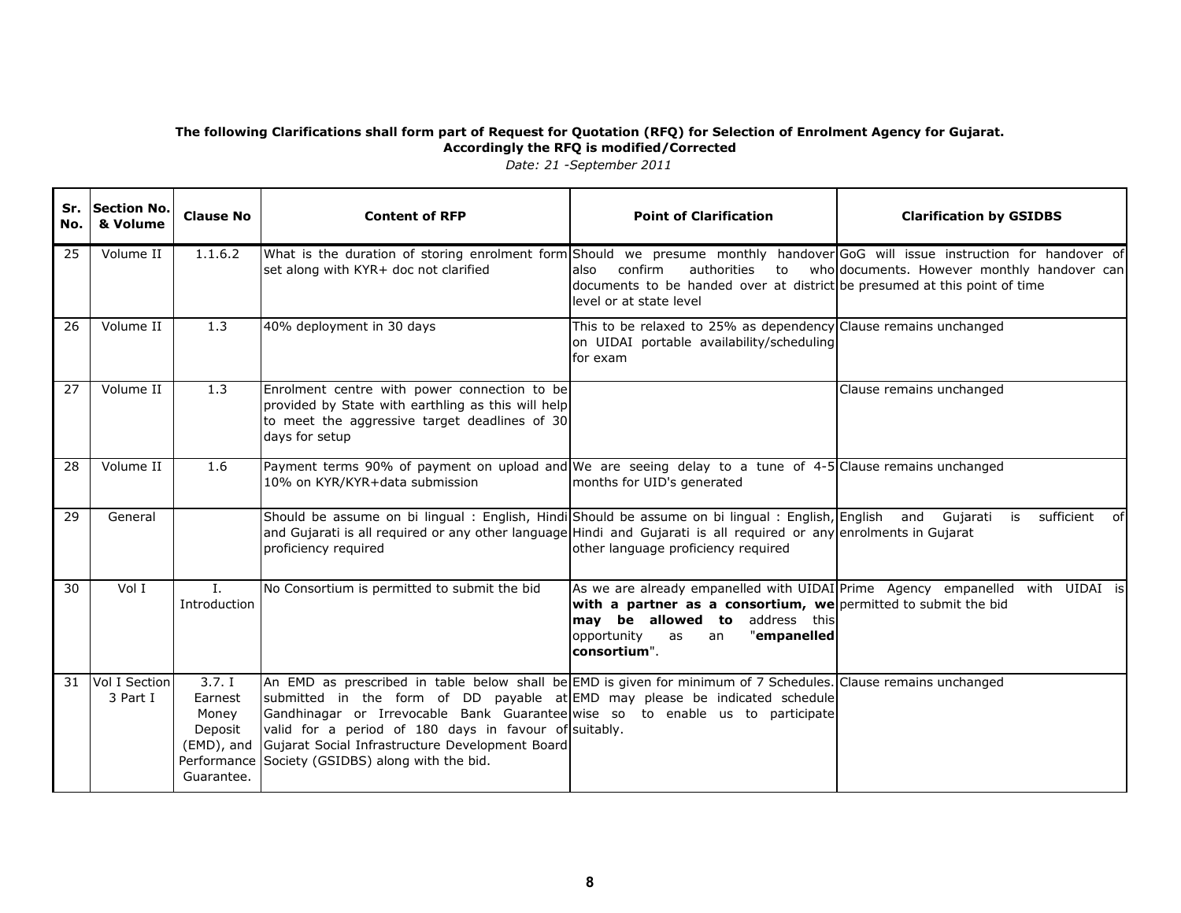**The following Clarifications shall form part of Request for Quotation (RFQ) for Selection of Enrolment Agency for Gujarat.**
**Accordingly the RFQ is modified/Corrected**

*Date: 21 -September 2011*

| Sr. No. | Section No. & Volume | Clause No | Content of RFP | Point of Clarification | Clarification by GSIDBS |
|---|---|---|---|---|---|
| 25 | Volume II | 1.1.6.2 | What is the duration of storing enrolment form set along with KYR+ doc not clarified | Should we presume monthly handover also confirm authorities to who documents to be handed over at district level or at state level | GoG will issue instruction for handover of documents. However monthly handover can be presumed at this point of time |
| 26 | Volume II | 1.3 | 40% deployment in 30 days | This to be relaxed to 25% as dependency on UIDAI portable availability/scheduling for exam | Clause remains unchanged |
| 27 | Volume II | 1.3 | Enrolment centre with power connection to be provided by State with earthling as this will help to meet the aggressive target deadlines of 30 days for setup | | Clause remains unchanged |
| 28 | Volume II | 1.6 | Payment terms 90% of payment on upload and 10% on KYR/KYR+data submission | We are seeing delay to a tune of 4-5 months for UID's generated | Clause remains unchanged |
| 29 | General | | Should be assume on bi lingual : English, Hindi and Gujarati is all required or any other language proficiency required | Should be assume on bi lingual : English, Hindi and Gujarati is all required or any other language proficiency required | English and Gujarati is sufficient of enrolments in Gujarat |
| 30 | Vol I | I. Introduction | No Consortium is permitted to submit the bid | As we are already empanelled with UIDAI **with a partner as a consortium, we may be allowed to** address this opportunity as an "**empanelled consortium**". | Prime Agency empanelled with UIDAI is permitted to submit the bid |
| 31 | Vol I Section 3 Part I | 3.7. I Earnest Money Deposit (EMD), and Performance Guarantee. | An EMD as prescribed in table below shall be submitted in the form of DD payable at Gandhinagar or Irrevocable Bank Guarantee valid for a period of 180 days in favour of Gujarat Social Infrastructure Development Board Society (GSIDBS) along with the bid. | EMD is given for minimum of 7 Schedules. EMD may please be indicated schedule wise so to enable us to participate suitably. | Clause remains unchanged |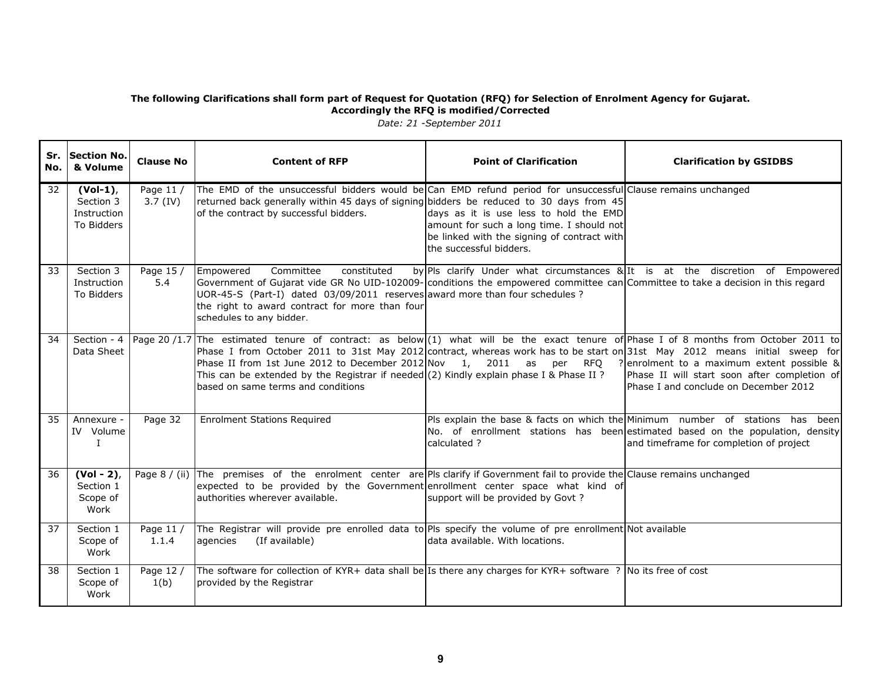**The following Clarifications shall form part of Request for Quotation (RFQ) for Selection of Enrolment Agency for Gujarat. Accordingly the RFQ is modified/Corrected**

*Date: 21 -September 2011*

| Sr. No. | Section No. & Volume | Clause No | Content of RFP | Point of Clarification | Clarification by GSIDBS |
|---|---|---|---|---|---|
| 32 | **(Vol-1)**, Section 3 Instruction To Bidders | Page 11 / 3.7 (IV) | The EMD of the unsuccessful bidders would be returned back generally within 45 days of signing of the contract by successful bidders. | Can EMD refund period for unsuccessful bidders be reduced to 30 days from 45 days as it is use less to hold the EMD amount for such a long time. I should not be linked with the signing of contract with the successful bidders. | Clause remains unchanged |
| 33 | Section 3 Instruction To Bidders | Page 15 / 5.4 | Empowered Committee constituted by Government of Gujarat vide GR No UID-102009-UOR-45-S (Part-I) dated 03/09/2011 reserves the right to award contract for more than four schedules to any bidder. | Pls clarify Under what circumstances & conditions the empowered committee can award more than four schedules ? | It is at the discretion of Empowered Committee to take a decision in this regard |
| 34 | Section - 4 Data Sheet | Page 20 /1.7 | The estimated tenure of contract: as below Phase I from October 2011 to 31st May 2012 Phase II from 1st June 2012 to December 2012 This can be extended by the Registrar if needed based on same terms and conditions | (1) what will be the exact tenure of contract, whereas work has to be start on Nov 1, 2011 as per RFQ ? (2) Kindly explain phase I & Phase II ? | Phase I of 8 months from October 2011 to 31st May 2012 means initial sweep for enrolment to a maximum extent possible & Phase II will start soon after completion of Phase I and conclude on December 2012 |
| 35 | Annexure - IV Volume I | Page 32 | Enrolment Stations Required | Pls explain the base & facts on which the No. of enrollment stations has been calculated ? | Minimum number of stations has been estimated based on the population, density and timeframe for completion of project |
| 36 | **(Vol - 2)**, Section 1 Scope of Work | Page 8 / (ii) | The premises of the enrolment center are expected to be provided by the Government authorities wherever available. | Pls clarify if Government fail to provide the enrollment center space what kind of support will be provided by Govt ? | Clause remains unchanged |
| 37 | Section 1 Scope of Work | Page 11 / 1.1.4 | The Registrar will provide pre enrolled data to agencies (If available) | Pls specify the volume of pre enrollment data available. With locations. | Not available |
| 38 | Section 1 Scope of Work | Page 12 / 1(b) | The software for collection of KYR+ data shall be provided by the Registrar | Is there any charges for KYR+ software ? | No its free of cost |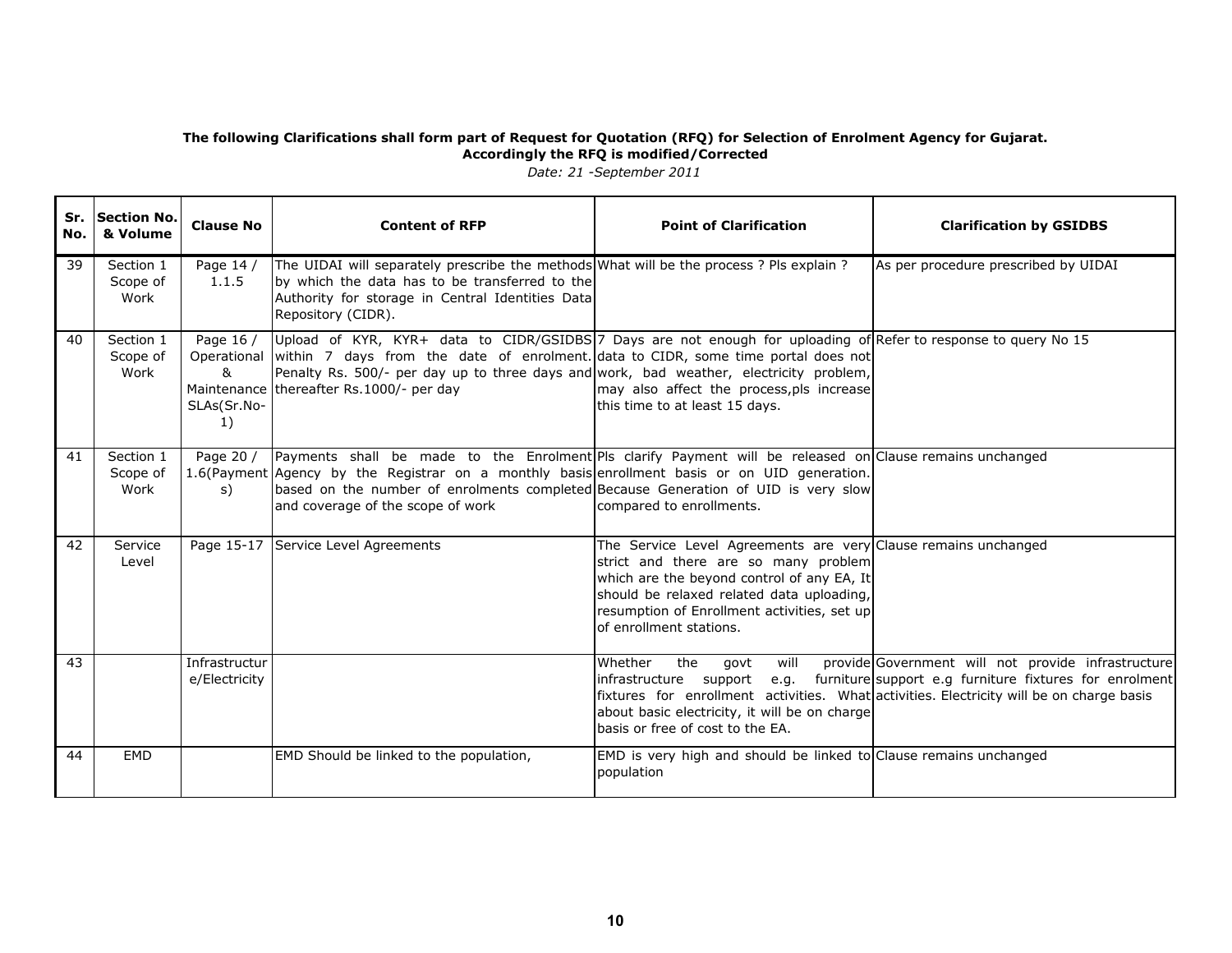**The following Clarifications shall form part of Request for Quotation (RFQ) for Selection of Enrolment Agency for Gujarat.**
**Accordingly the RFQ is modified/Corrected**

*Date: 21 -September 2011*

| Sr. No. | Section No. & Volume | Clause No | Content of RFP | Point of Clarification | Clarification by GSIDBS |
|---|---|---|---|---|---|
| 39 | Section 1 Scope of Work | Page 14 / 1.1.5 | The UIDAI will separately prescribe the methods by which the data has to be transferred to the Authority for storage in Central Identities Data Repository (CIDR). | What will be the process ? Pls explain ? | As per procedure prescribed by UIDAI |
| 40 | Section 1 Scope of Work | Page 16 / Operational & Maintenance SLAs(Sr.No-1) | Upload of KYR, KYR+ data to CIDR/GSIDBS within 7 days from the date of enrolment. Penalty Rs. 500/- per day up to three days and thereafter Rs.1000/- per day | 7 Days are not enough for uploading of data to CIDR, some time portal does not work, bad weather, electricity problem, may also affect the process,pls increase this time to at least 15 days. | Refer to response to query No 15 |
| 41 | Section 1 Scope of Work | Page 20 / 1.6(Payments) | Payments shall be made to the Enrolment Agency by the Registrar on a monthly basis based on the number of enrolments completed and coverage of the scope of work | Pls clarify Payment will be released on enrollment basis or on UID generation. Because Generation of UID is very slow compared to enrollments. | Clause remains unchanged |
| 42 | Service Level | Page 15-17 | Service Level Agreements | The Service Level Agreements are very strict and there are so many problem which are the beyond control of any EA, It should be relaxed related data uploading, resumption of Enrollment activities, set up of enrollment stations. | Clause remains unchanged |
| 43 | | Infrastructure/Electricity | | Whether the govt will provide infrastructure support e.g. furniture fixtures for enrollment activities. What about basic electricity, it will be on charge basis or free of cost to the EA. | Government will not provide infrastructure support e.g furniture fixtures for enrolment activities. Electricity will be on charge basis |
| 44 | EMD | | EMD Should be linked to the population, | EMD is very high and should be linked to population | Clause remains unchanged |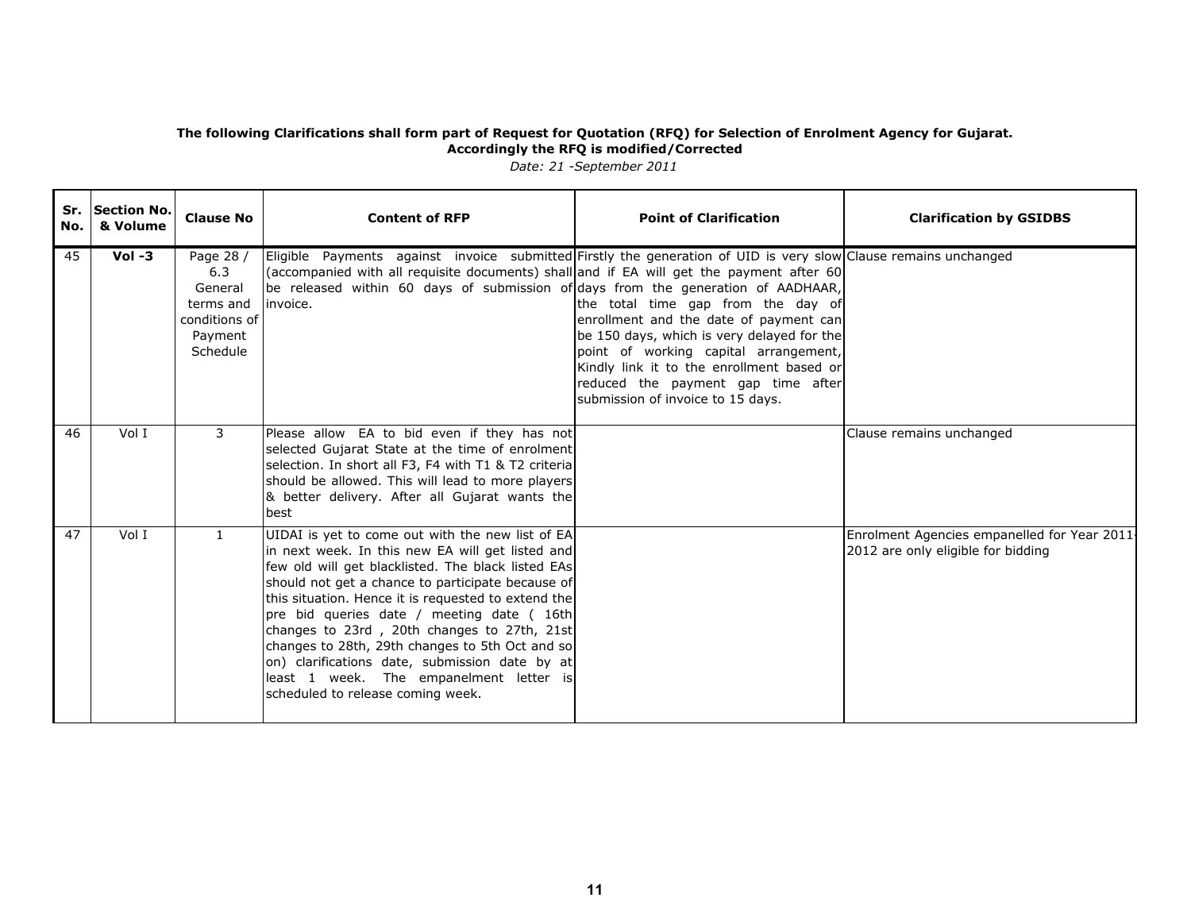**The following Clarifications shall form part of Request for Quotation (RFQ) for Selection of Enrolment Agency for Gujarat. Accordingly the RFQ is modified/Corrected**

*Date: 21 -September 2011*

| Sr. No. | Section No. & Volume | Clause No | Content of RFP | Point of Clarification | Clarification by GSIDBS |
|---|---|---|---|---|---|
| 45 | **Vol -3** | Page 28 / 6.3 General terms and conditions of Payment Schedule | Eligible Payments against invoice submitted (accompanied with all requisite documents) shall be released within 60 days of submission of invoice. | Firstly the generation of UID is very slow and if EA will get the payment after 60 days from the generation of AADHAAR, the total time gap from the day of enrollment and the date of payment can be 150 days, which is very delayed for the point of working capital arrangement, Kindly link it to the enrollment based or reduced the payment gap time after submission of invoice to 15 days. | Clause remains unchanged |
| 46 | Vol I | 3 | Please allow EA to bid even if they has not selected Gujarat State at the time of enrolment selection. In short all F3, F4 with T1 & T2 criteria should be allowed. This will lead to more players & better delivery. After all Gujarat wants the best | | Clause remains unchanged |
| 47 | Vol I | 1 | UIDAI is yet to come out with the new list of EA in next week. In this new EA will get listed and few old will get blacklisted. The black listed EAs should not get a chance to participate because of this situation. Hence it is requested to extend the pre bid queries date / meeting date ( 16th changes to 23rd , 20th changes to 27th, 21st changes to 28th, 29th changes to 5th Oct and so on) clarifications date, submission date by at least 1 week. The empanelment letter is scheduled to release coming week. | | Enrolment Agencies empanelled for Year 2011-2012 are only eligible for bidding |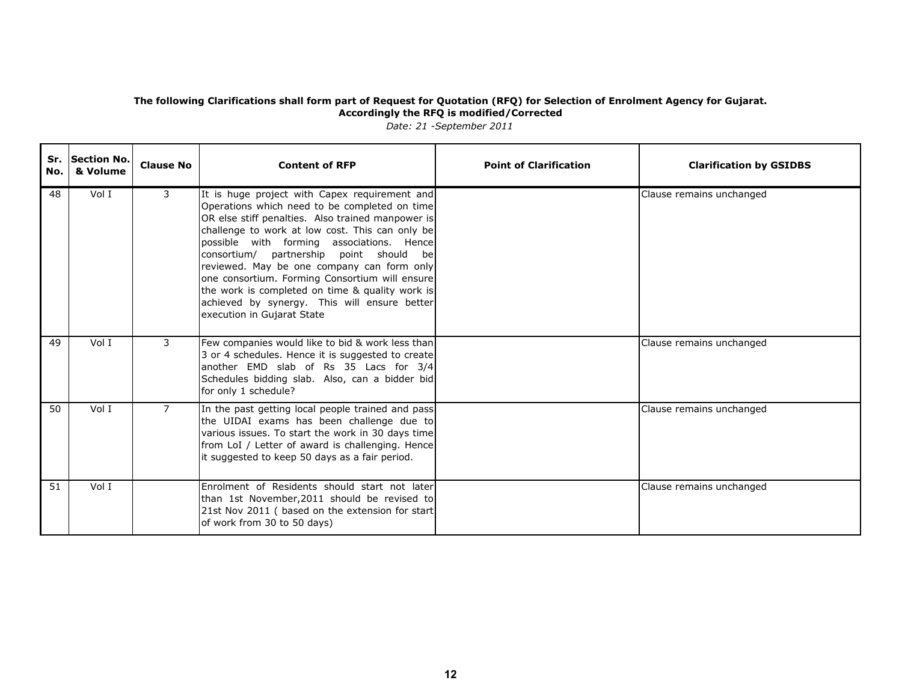**The following Clarifications shall form part of Request for Quotation (RFQ) for Selection of Enrolment Agency for Gujarat.**
**Accordingly the RFQ is modified/Corrected**

*Date: 21 -September 2011*

| Sr. No. | Section No. & Volume | Clause No | Content of RFP | Point of Clarification | Clarification by GSIDBS |
|---|---|---|---|---|---|
| 48 | Vol I | 3 | It is huge project with Capex requirement and Operations which need to be completed on time OR else stiff penalties. Also trained manpower is challenge to work at low cost. This can only be possible with forming associations. Hence consortium/ partnership point should be reviewed. May be one company can form only one consortium. Forming Consortium will ensure the work is completed on time & quality work is achieved by synergy. This will ensure better execution in Gujarat State | | Clause remains unchanged |
| 49 | Vol I | 3 | Few companies would like to bid & work less than 3 or 4 schedules. Hence it is suggested to create another EMD slab of Rs 35 Lacs for 3/4 Schedules bidding slab. Also, can a bidder bid for only 1 schedule? | | Clause remains unchanged |
| 50 | Vol I | 7 | In the past getting local people trained and pass the UIDAI exams has been challenge due to various issues. To start the work in 30 days time from LoI / Letter of award is challenging. Hence it suggested to keep 50 days as a fair period. | | Clause remains unchanged |
| 51 | Vol I | | Enrolment of Residents should start not later than 1st November,2011 should be revised to 21st Nov 2011 ( based on the extension for start of work from 30 to 50 days) | | Clause remains unchanged |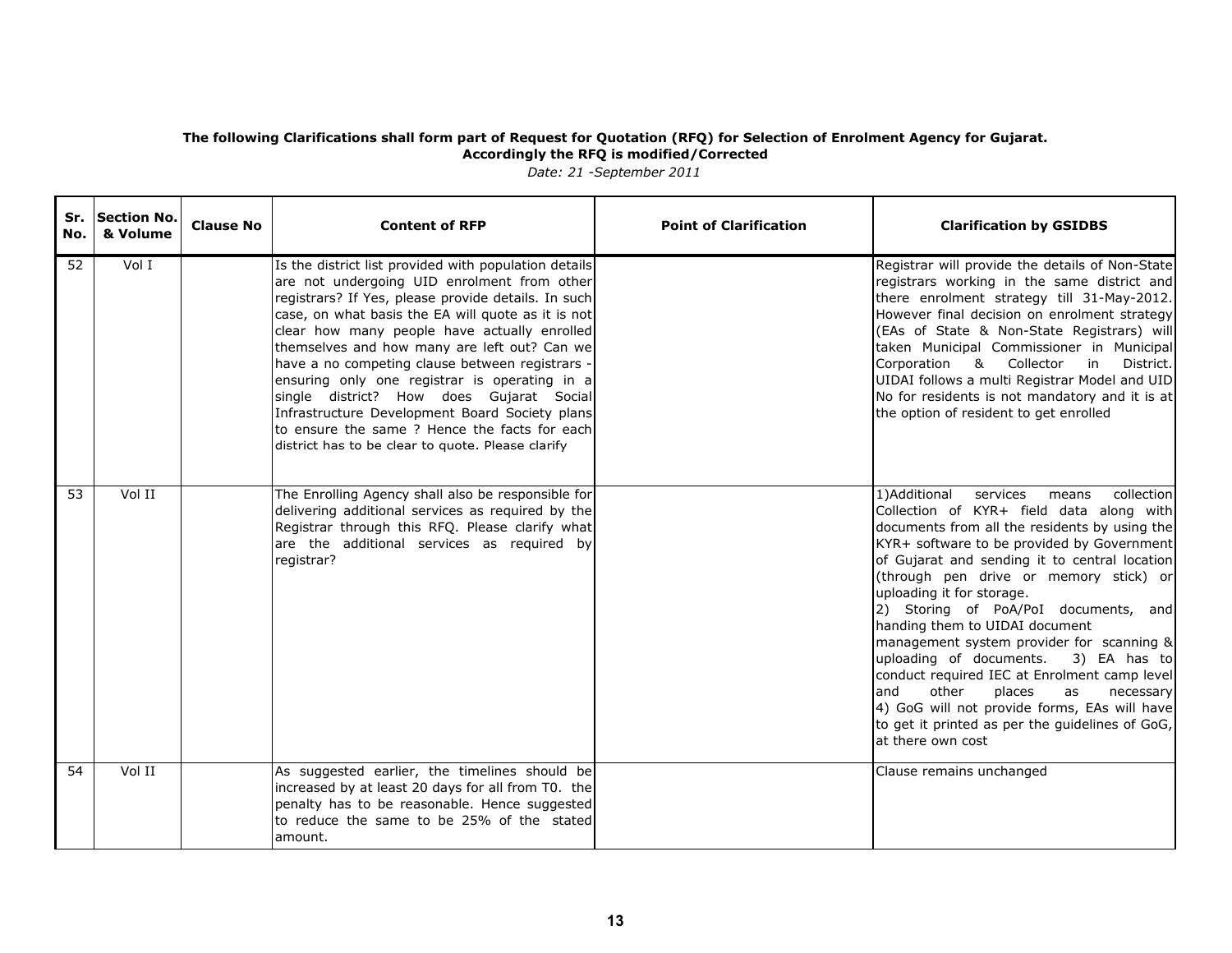**The following Clarifications shall form part of Request for Quotation (RFQ) for Selection of Enrolment Agency for Gujarat.**
**Accordingly the RFQ is modified/Corrected**

*Date: 21 -September 2011*

| Sr. No. | Section No. & Volume | Clause No | Content of RFP | Point of Clarification | Clarification by GSIDBS |
|---|---|---|---|---|---|
| 52 | Vol I | | Is the district list provided with population details are not undergoing UID enrolment from other registrars? If Yes, please provide details. In such case, on what basis the EA will quote as it is not clear how many people have actually enrolled themselves and how many are left out? Can we have a no competing clause between registrars - ensuring only one registrar is operating in a single district? How does Gujarat Social Infrastructure Development Board Society plans to ensure the same ? Hence the facts for each district has to be clear to quote. Please clarify | | Registrar will provide the details of Non-State registrars working in the same district and there enrolment strategy till 31-May-2012. However final decision on enrolment strategy (EAs of State & Non-State Registrars) will taken Municipal Commissioner in Municipal Corporation & Collector in District. UIDAI follows a multi Registrar Model and UID No for residents is not mandatory and it is at the option of resident to get enrolled |
| 53 | Vol II | | The Enrolling Agency shall also be responsible for delivering additional services as required by the Registrar through this RFQ. Please clarify what are the additional services as required by registrar? | | 1)Additional services means collection Collection of KYR+ field data along with documents from all the residents by using the KYR+ software to be provided by Government of Gujarat and sending it to central location (through pen drive or memory stick) or uploading it for storage.<br>2) Storing of PoA/PoI documents, and handing them to UIDAI document management system provider for scanning & uploading of documents. 3) EA has to conduct required IEC at Enrolment camp level and other places as necessary<br>4) GoG will not provide forms, EAs will have to get it printed as per the guidelines of GoG, at there own cost |
| 54 | Vol II | | As suggested earlier, the timelines should be increased by at least 20 days for all from T0. the penalty has to be reasonable. Hence suggested to reduce the same to be 25% of the stated amount. | | Clause remains unchanged |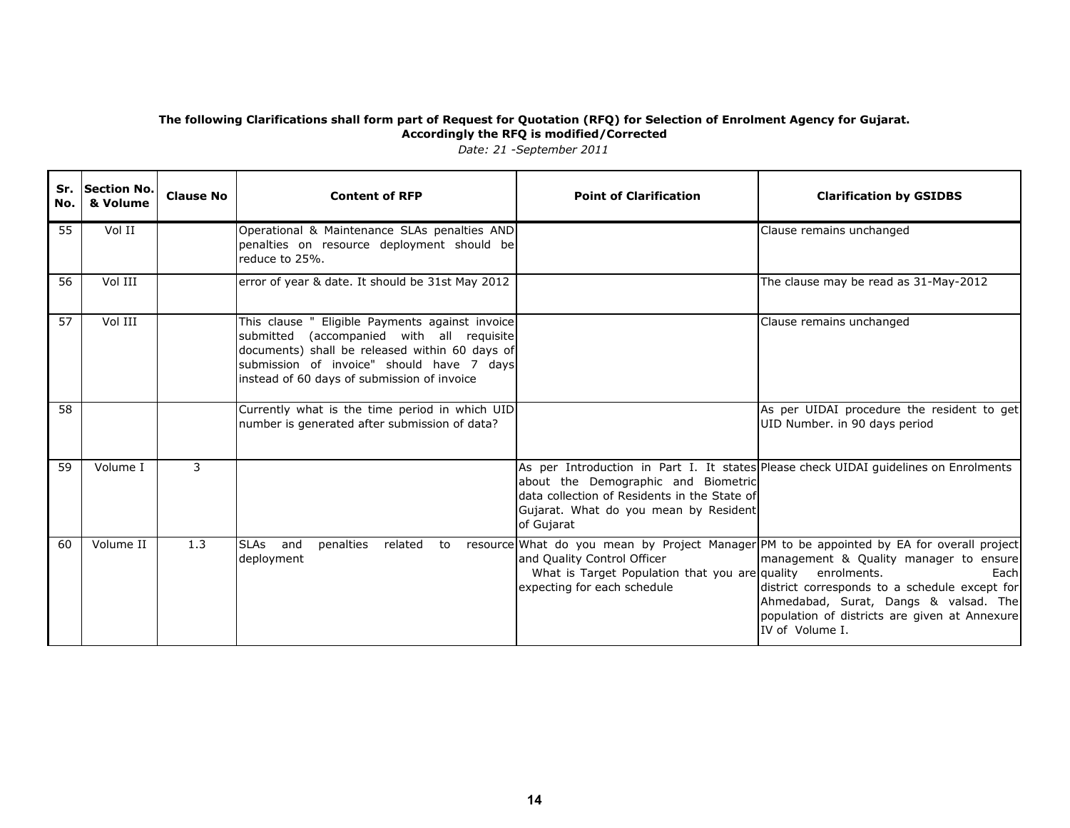**The following Clarifications shall form part of Request for Quotation (RFQ) for Selection of Enrolment Agency for Gujarat.**
**Accordingly the RFQ is modified/Corrected**

*Date: 21 -September 2011*

| Sr. No. | Section No. & Volume | Clause No | Content of RFP | Point of Clarification | Clarification by GSIDBS |
|---|---|---|---|---|---|
| 55 | Vol II | | Operational & Maintenance SLAs penalties AND penalties on resource deployment should be reduce to 25%. | | Clause remains unchanged |
| 56 | Vol III | | error of year & date. It should be 31st May 2012 | | The clause may be read as 31-May-2012 |
| 57 | Vol III | | This clause " Eligible Payments against invoice submitted (accompanied with all requisite documents) shall be released within 60 days of submission of invoice" should have 7 days instead of 60 days of submission of invoice | | Clause remains unchanged |
| 58 | | | Currently what is the time period in which UID number is generated after submission of data? | | As per UIDAI procedure the resident to get UID Number. in 90 days period |
| 59 | Volume I | 3 | | As per Introduction in Part I. It states about the Demographic and Biometric data collection of Residents in the State of Gujarat. What do you mean by Resident of Gujarat | Please check UIDAI guidelines on Enrolments |
| 60 | Volume II | 1.3 | SLAs and penalties related to resource deployment | What do you mean by Project Manager and Quality Control Officer<br>What is Target Population that you are expecting for each schedule | PM to be appointed by EA for overall project management & Quality manager to ensure quality enrolments. Each district corresponds to a schedule except for Ahmedabad, Surat, Dangs & valsad. The population of districts are given at Annexure IV of Volume I. |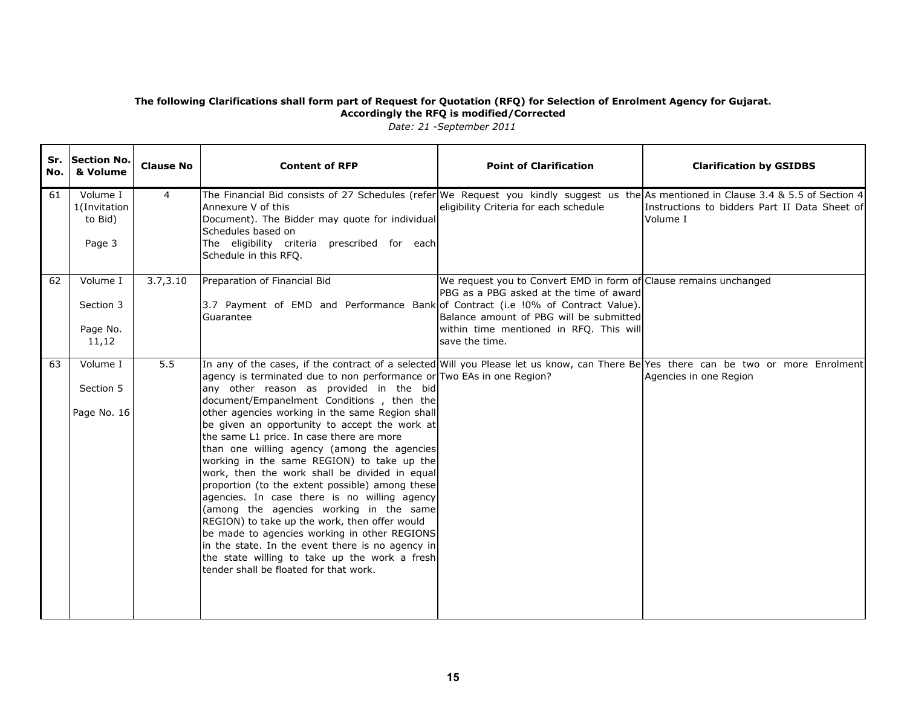**The following Clarifications shall form part of Request for Quotation (RFQ) for Selection of Enrolment Agency for Gujarat.**
**Accordingly the RFQ is modified/Corrected**

*Date: 21 -September 2011*

| Sr. No. | Section No. & Volume | Clause No | Content of RFP | Point of Clarification | Clarification by GSIDBS |
|---|---|---|---|---|---|
| 61 | Volume I 1(Invitation to Bid) Page 3 | 4 | The Financial Bid consists of 27 Schedules (refer Annexure V of this Document). The Bidder may quote for individual Schedules based on The eligibility criteria prescribed for each Schedule in this RFQ. | We Request you kindly suggest us the eligibility Criteria for each schedule | As mentioned in Clause 3.4 & 5.5 of Section 4 Instructions to bidders Part II Data Sheet of Volume I |
| 62 | Volume I Section 3 Page No. 11,12 | 3.7,3.10 | Preparation of Financial Bid<br>3.7 Payment of EMD and Performance Bank Guarantee | We request you to Convert EMD in form of PBG as a PBG asked at the time of award of Contract (i.e !0% of Contract Value). Balance amount of PBG will be submitted within time mentioned in RFQ. This will save the time. | Clause remains unchanged |
| 63 | Volume I Section 5 Page No. 16 | 5.5 | In any of the cases, if the contract of a selected agency is terminated due to non performance or any other reason as provided in the bid document/Empanelment Conditions , then the other agencies working in the same Region shall be given an opportunity to accept the work at the same L1 price. In case there are more than one willing agency (among the agencies working in the same REGION) to take up the work, then the work shall be divided in equal proportion (to the extent possible) among these agencies. In case there is no willing agency (among the agencies working in the same REGION) to take up the work, then offer would be made to agencies working in other REGIONS in the state. In the event there is no agency in the state willing to take up the work a fresh tender shall be floated for that work. | Will you Please let us know, can There Be Two EAs in one Region? | Yes there can be two or more Enrolment Agencies in one Region |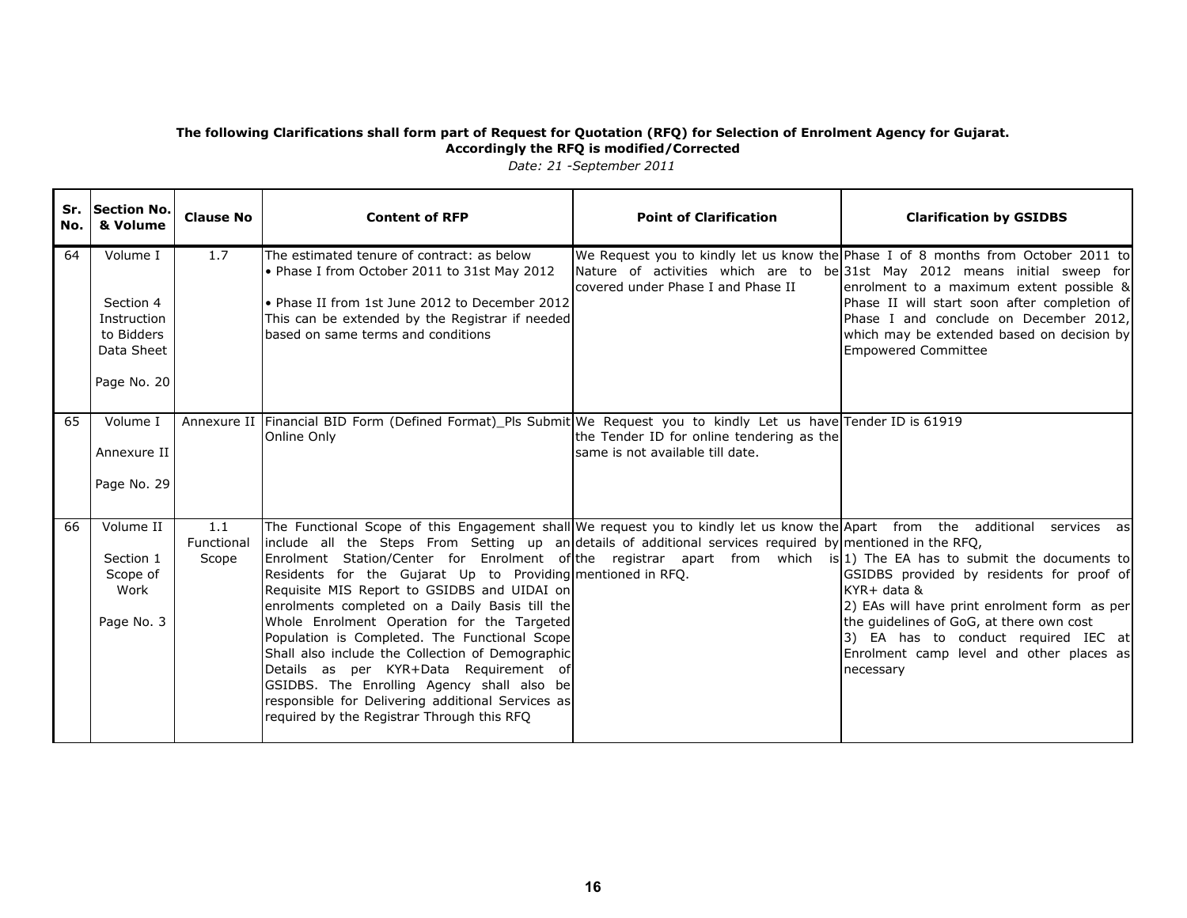**The following Clarifications shall form part of Request for Quotation (RFQ) for Selection of Enrolment Agency for Gujarat. Accordingly the RFQ is modified/Corrected**

*Date: 21 -September 2011*

| Sr. No. | Section No. & Volume | Clause No | Content of RFP | Point of Clarification | Clarification by GSIDBS |
|---|---|---|---|---|---|
| 64 | Volume I<br><br>Section 4 Instruction to Bidders Data Sheet<br><br>Page No. 20 | 1.7 | The estimated tenure of contract: as below<br>• Phase I from October 2011 to 31st May 2012<br><br>• Phase II from 1st June 2012 to December 2012 This can be extended by the Registrar if needed based on same terms and conditions | We Request you to kindly let us know the Nature of activities which are to be covered under Phase I and Phase II | Phase I of 8 months from October 2011 to 31st May 2012 means initial sweep for enrolment to a maximum extent possible & Phase II will start soon after completion of Phase I and conclude on December 2012, which may be extended based on decision by Empowered Committee |
| 65 | Volume I<br><br>Annexure II<br><br>Page No. 29 | Annexure II | Financial BID Form (Defined Format)_Pls Submit Online Only | We Request you to kindly Let us have the Tender ID for online tendering as the same is not available till date. | Tender ID is 61919 |
| 66 | Volume II<br><br>Section 1 Scope of Work<br><br>Page No. 3 | 1.1 Functional Scope | The Functional Scope of this Engagement shall include all the Steps From Setting up an Enrolment Station/Center for Enrolment of Residents for the Gujarat Up to Providing Requisite MIS Report to GSIDBS and UIDAI on enrolments completed on a Daily Basis till the Whole Enrolment Operation for the Targeted Population is Completed. The Functional Scope Shall also include the Collection of Demographic Details as per KYR+Data Requirement of GSIDBS. The Enrolling Agency shall also be responsible for Delivering additional Services as required by the Registrar Through this RFQ | We request you to kindly let us know the details of additional services required by the registrar apart from which is mentioned in RFQ. | Apart from the additional services as mentioned in the RFQ,<br>1) The EA has to submit the documents to GSIDBS provided by residents for proof of KYR+ data &<br>2) EAs will have print enrolment form as per the guidelines of GoG, at there own cost<br>3) EA has to conduct required IEC at Enrolment camp level and other places as necessary |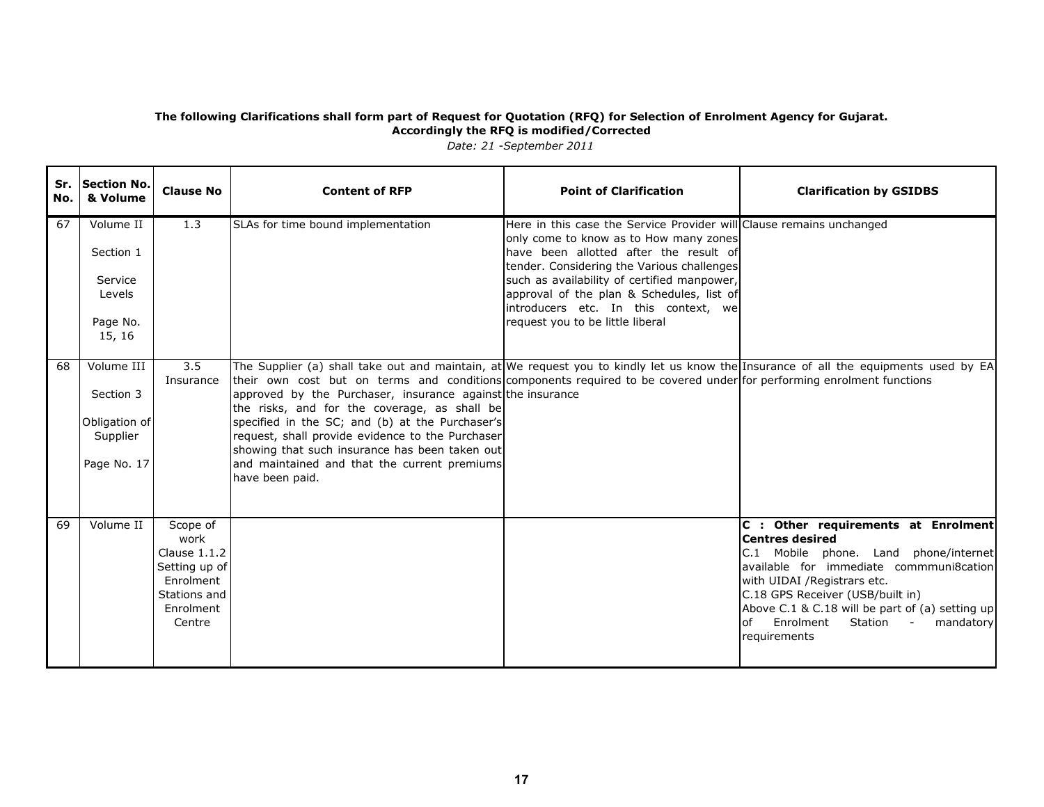**The following Clarifications shall form part of Request for Quotation (RFQ) for Selection of Enrolment Agency for Gujarat.**
**Accordingly the RFQ is modified/Corrected**

*Date: 21 -September 2011*

| Sr. No. | Section No. & Volume | Clause No | Content of RFP | Point of Clarification | Clarification by GSIDBS |
|---|---|---|---|---|---|
| 67 | Volume II<br><br>Section 1<br><br>Service Levels<br><br>Page No. 15, 16 | 1.3 | SLAs for time bound implementation | Here in this case the Service Provider will only come to know as to How many zones have been allotted after the result of tender. Considering the Various challenges such as availability of certified manpower, approval of the plan & Schedules, list of introducers etc. In this context, we request you to be little liberal | Clause remains unchanged |
| 68 | Volume III<br><br>Section 3<br><br>Obligation of Supplier<br><br>Page No. 17 | 3.5 Insurance | The Supplier (a) shall take out and maintain, at their own cost but on terms and conditions approved by the Purchaser, insurance against the risks, and for the coverage, as shall be specified in the SC; and (b) at the Purchaser's request, shall provide evidence to the Purchaser showing that such insurance has been taken out and maintained and that the current premiums have been paid. | We request you to kindly let us know the components required to be covered under the insurance | Insurance of all the equipments used by EA for performing enrolment functions |
| 69 | Volume II | Scope of work Clause 1.1.2 Setting up of Enrolment Stations and Enrolment Centre | | | **C : Other requirements at Enrolment Centres desired**<br>C.1 Mobile phone. Land phone/internet available for immediate commmuni8cation with UIDAI /Registrars etc.<br>C.18 GPS Receiver (USB/built in)<br>Above C.1 & C.18 will be part of (a) setting up of Enrolment Station - mandatory requirements |